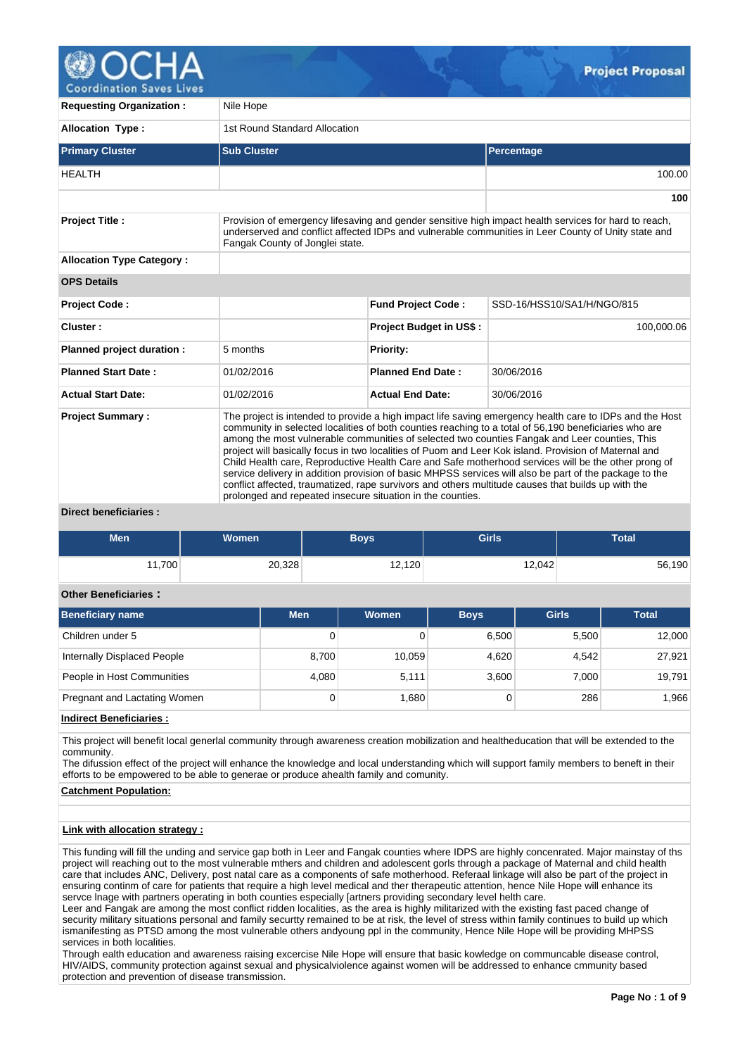# Project Proposal

| | | | |
|---|---|---|---|
| **Requesting Organization :** | Nile Hope | | |
| **Allocation Type :** | 1st Round Standard Allocation | | |

| Primary Cluster | Sub Cluster | Percentage |
|---|---|---|
| HEALTH | | 100.00 |
| | | **100** |

| | | | |
|---|---|---|---|
| **Project Title :** | Provision of emergency lifesaving and gender sensitive high impact health services for hard to reach, underserved and conflict affected IDPs and vulnerable communities in Leer County of Unity state and Fangak County of Jonglei state. | | |
| **Allocation Type Category :** | | | |
| **OPS Details** | | | |
| **Project Code :** | | **Fund Project Code :** | SSD-16/HSS10/SA1/H/NGO/815 |
| **Cluster :** | | **Project Budget in US$ :** | 100,000.06 |
| **Planned project duration :** | 5 months | **Priority:** | |
| **Planned Start Date :** | 01/02/2016 | **Planned End Date :** | 30/06/2016 |
| **Actual Start Date:** | 01/02/2016 | **Actual End Date:** | 30/06/2016 |
| **Project Summary :** | The project is intended to provide a high impact life saving emergency health care to IDPs and the Host community in selected localities of both counties reaching to a total of 56,190 beneficiaries who are among the most vulnerable communities of selected two counties Fangak and Leer counties, This project will basically focus in two localities of Puom and Leer Kok island. Provision of Maternal and Child Health care, Reproductive Health Care and Safe motherhood services will be the other prong of service delivery in addition provision of basic MHPSS services will also be part of the package to the conflict affected, traumatized, rape survivors and others multitude causes that builds up with the prolonged and repeated insecure situation in the counties. | | |

**Direct beneficiaries :**

| Men | Women | Boys | Girls | Total |
|---|---|---|---|---|
| 11,700 | 20,328 | 12,120 | 12,042 | 56,190 |

**Other Beneficiaries :**

| Beneficiary name | Men | Women | Boys | Girls | Total |
|---|---|---|---|---|---|
| Children under 5 | 0 | 0 | 6,500 | 5,500 | 12,000 |
| Internally Displaced People | 8,700 | 10,059 | 4,620 | 4,542 | 27,921 |
| People in Host Communities | 4,080 | 5,111 | 3,600 | 7,000 | 19,791 |
| Pregnant and Lactating Women | 0 | 1,680 | 0 | 286 | 1,966 |

**Indirect Beneficiaries :**

This project will benefit local generlal community through awareness creation mobilization and healtheducation that will be extended to the community.
The difusion effect of the project will enhance the knowledge and local understanding which will support family members to benefit in their efforts to be empowered to be able to generae or produce ahealth family and comunity.

**Catchment Population:**

**Link with allocation strategy :**

This funding will fill the unding and service gap both in Leer and Fangak counties where IDPS are highly concenrated. Major mainstay of ths project will reaching out to the most vulnerable mthers and children and adolescent gorls through a package of Maternal and child health care that includes ANC, Delivery, post natal care as a components of safe motherhood. Referaal linkage will also be part of the project in ensuring continm of care for patients that require a high level medical and ther therapeutic attention, hence Nile Hope will enhance its servce lnage with partners operating in both counties especially [artners providing secondary level helth care.
Leer and Fangak are among the most conflict ridden localities, as the area is highly militarized with the existing fast paced change of security military situations personal and family securtty remained to be at risk, the level of stress within family continues to build up which ismanifesting as PTSD among the most vulnerable others andyoung ppl in the community, Hence Nile Hope will be providing MHPSS services in both localities.
Through ealth education and awareness raising excercise Nile Hope will ensure that basic kowledge on communcable disease control, HIV/AIDS, community protection against sexual and physicalviolence against women will be addressed to enhance cmmunity based protection and prevention of disease transmission.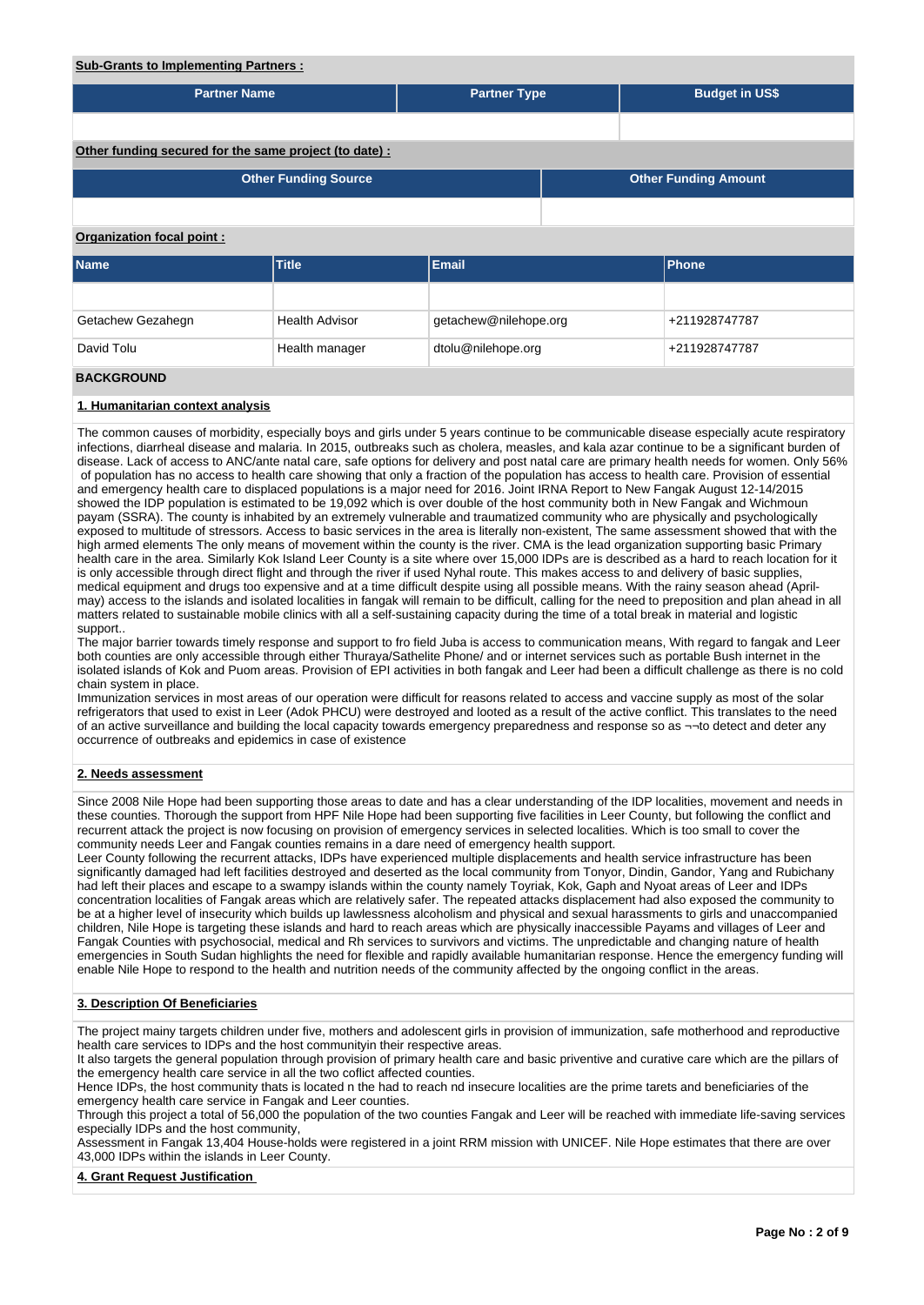**Sub-Grants to Implementing Partners :**

| Partner Name | Partner Type | Budget in US$ |
|---|---|---|
| | | |

**Other funding secured for the same project (to date) :**

| Other Funding Source | Other Funding Amount |
|---|---|
| | |

**Organization focal point :**

| Name | Title | Email | Phone |
|---|---|---|---|
| | | | |
| Getachew Gezahegn | Health Advisor | getachew@nilehope.org | +211928747787 |
| David Tolu | Health manager | dtolu@nilehope.org | +211928747787 |

## BACKGROUND

### 1. Humanitarian context analysis

The common causes of morbidity, especially boys and girls under 5 years continue to be communicable disease especially acute respiratory infections, diarrheal disease and malaria. In 2015, outbreaks such as cholera, measles, and kala azar continue to be a significant burden of disease. Lack of access to ANC/ante natal care, safe options for delivery and post natal care are primary health needs for women. Only 56% of population has no access to health care showing that only a fraction of the population has access to health care. Provision of essential and emergency health care to displaced populations is a major need for 2016. Joint IRNA Report to New Fangak August 12-14/2015 showed the IDP population is estimated to be 19,092 which is over double of the host community both in New Fangak and Wichmoun payam (SSRA). The county is inhabited by an extremely vulnerable and traumatized community who are physically and psychologically exposed to multitude of stressors. Access to basic services in the area is literally non-existent, The same assessment showed that with the high armed elements The only means of movement within the county is the river. CMA is the lead organization supporting basic Primary health care in the area. Similarly Kok Island Leer County is a site where over 15,000 IDPs are is described as a hard to reach location for it is only accessible through direct flight and through the river if used Nyhal route. This makes access to and delivery of basic supplies, medical equipment and drugs too expensive and at a time difficult despite using all possible means. With the rainy season ahead (April-may) access to the islands and isolated localities in fangak will remain to be difficult, calling for the need to preposition and plan ahead in all matters related to sustainable mobile clinics with all a self-sustaining capacity during the time of a total break in material and logistic support..

The major barrier towards timely response and support to fro field Juba is access to communication means, With regard to fangak and Leer both counties are only accessible through either Thuraya/Sathelite Phone/ and or internet services such as portable Bush internet in the isolated islands of Kok and Puom areas. Provision of EPI activities in both fangak and Leer had been a difficult challenge as there is no cold chain system in place.

Immunization services in most areas of our operation were difficult for reasons related to access and vaccine supply as most of the solar refrigerators that used to exist in Leer (Adok PHCU) were destroyed and looted as a result of the active conflict. This translates to the need of an active surveillance and building the local capacity towards emergency preparedness and response so as ¬¬to detect and deter any occurrence of outbreaks and epidemics in case of existence

### 2. Needs assessment

Since 2008 Nile Hope had been supporting those areas to date and has a clear understanding of the IDP localities, movement and needs in these counties. Thorough the support from HPF Nile Hope had been supporting five facilities in Leer County, but following the conflict and recurrent attack the project is now focusing on provision of emergency services in selected localities. Which is too small to cover the community needs Leer and Fangak counties remains in a dare need of emergency health support.

Leer County following the recurrent attacks, IDPs have experienced multiple displacements and health service infrastructure has been significantly damaged had left facilities destroyed and deserted as the local community from Tonyor, Dindin, Gandor, Yang and Rubichany had left their places and escape to a swampy islands within the county namely Toyriak, Kok, Gaph and Nyoat areas of Leer and IDPs concentration localities of Fangak areas which are relatively safer. The repeated attacks displacement had also exposed the community to be at a higher level of insecurity which builds up lawlessness alcoholism and physical and sexual harassments to girls and unaccompanied children, Nile Hope is targeting these islands and hard to reach areas which are physically inaccessible Payams and villages of Leer and Fangak Counties with psychosocial, medical and Rh services to survivors and victims. The unpredictable and changing nature of health emergencies in South Sudan highlights the need for flexible and rapidly available humanitarian response. Hence the emergency funding will enable Nile Hope to respond to the health and nutrition needs of the community affected by the ongoing conflict in the areas.

### 3. Description Of Beneficiaries

The project mainy targets children under five, mothers and adolescent girls in provision of immunization, safe motherhood and reproductive health care services to IDPs and the host communityin their respective areas.

It also targets the general population through provision of primary health care and basic priventive and curative care which are the pillars of the emergency health care service in all the two coflict affected counties.

Hence IDPs, the host community thats is located n the had to reach nd insecure localities are the prime tarets and beneficiaries of the emergency health care service in Fangak and Leer counties.

Through this project a total of 56,000 the population of the two counties Fangak and Leer will be reached with immediate life-saving services especially IDPs and the host community,

Assessment in Fangak 13,404 House-holds were registered in a joint RRM mission with UNICEF. Nile Hope estimates that there are over 43,000 IDPs within the islands in Leer County.

### 4. Grant Request Justification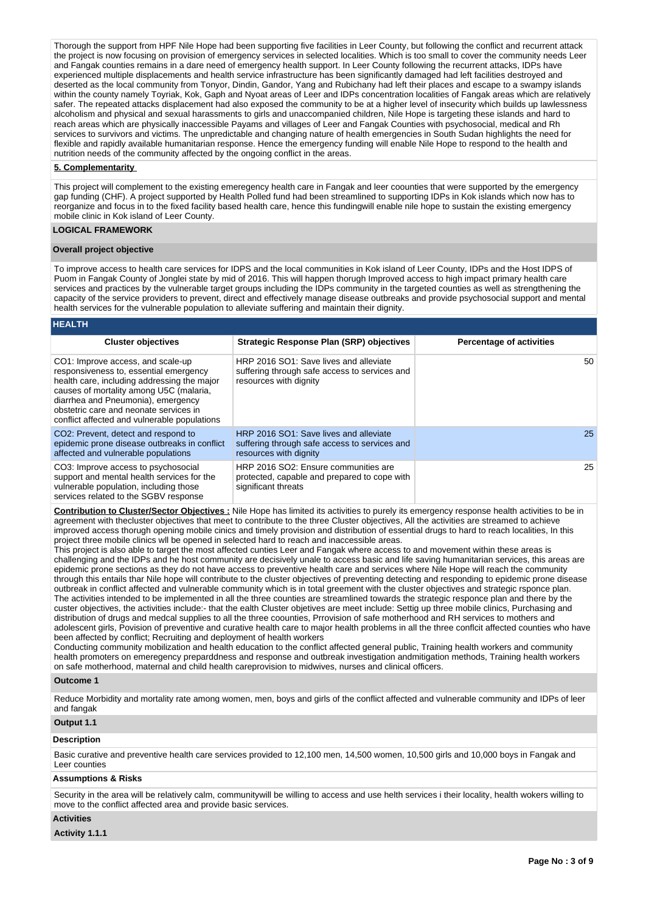Thorough the support from HPF Nile Hope had been supporting five facilities in Leer County, but following the conflict and recurrent attack the project is now focusing on provision of emergency services in selected localities. Which is too small to cover the community needs Leer and Fangak counties remains in a dare need of emergency health support. In Leer County following the recurrent attacks, IDPs have experienced multiple displacements and health service infrastructure has been significantly damaged had left facilities destroyed and deserted as the local community from Tonyor, Dindin, Gandor, Yang and Rubichany had left their places and escape to a swampy islands within the county namely Toyriak, Kok, Gaph and Nyoat areas of Leer and IDPs concentration localities of Fangak areas which are relatively safer. The repeated attacks displacement had also exposed the community to be at a higher level of insecurity which builds up lawlessness alcoholism and physical and sexual harassments to girls and unaccompanied children, Nile Hope is targeting these islands and hard to reach areas which are physically inaccessible Payams and villages of Leer and Fangak Counties with psychosocial, medical and Rh services to survivors and victims. The unpredictable and changing nature of health emergencies in South Sudan highlights the need for flexible and rapidly available humanitarian response. Hence the emergency funding will enable Nile Hope to respond to the health and nutrition needs of the community affected by the ongoing conflict in the areas.

**5. Complementarity**

This project will complement to the existing emeregency health care in Fangak and leer coounties that were supported by the emergency gap funding (CHF). A project supported by Health Polled fund had been streamlined to supporting IDPs in Kok islands which now has to reorganize and focus in to the fixed facility based health care, hence this fundingwill enable nile hope to sustain the existing emergency mobile clinic in Kok island of Leer County.

**LOGICAL FRAMEWORK**

**Overall project objective**

To improve access to health care services for IDPS and the local communities in Kok island of Leer County, IDPs and the Host IDPS of Puom in Fangak County of Jonglei state by mid of 2016. This will happen thorugh Improved access to high impact primary health care services and practices by the vulnerable target groups including the IDPs community in the targeted counties as well as strengthening the capacity of the service providers to prevent, direct and effectively manage disease outbreaks and provide psychosocial support and mental health services for the vulnerable population to alleviate suffering and maintain their dignity.

**HEALTH**

| Cluster objectives | Strategic Response Plan (SRP) objectives | Percentage of activities |
|---|---|---|
| CO1: Improve access, and scale-up responsiveness to, essential emergency health care, including addressing the major causes of mortality among U5C (malaria, diarrhea and Pneumonia), emergency obstetric care and neonate services in conflict affected and vulnerable populations | HRP 2016 SO1: Save lives and alleviate suffering through safe access to services and resources with dignity | 50 |
| CO2: Prevent, detect and respond to epidemic prone disease outbreaks in conflict affected and vulnerable populations | HRP 2016 SO1: Save lives and alleviate suffering through safe access to services and resources with dignity | 25 |
| CO3: Improve access to psychosocial support and mental health services for the vulnerable population, including those services related to the SGBV response | HRP 2016 SO2: Ensure communities are protected, capable and prepared to cope with significant threats | 25 |

**Contribution to Cluster/Sector Objectives :** Nile Hope has limited its activities to purely its emergency response health activities to be in agreement with thecluster objectives that meet to contribute to the three Cluster objectives, All the activities are streamed to achieve improved access thorugh opening mobile cinics and timely provision and distribution of essential drugs to hard to reach localities, In this project three mobile clinics wll be opened in selected hard to reach and inaccessible areas.
This project is also able to target the most affected cunties Leer and Fangak where access to and movement within these areas is challenging and the IDPs and he host community are decisively unale to access basic and life saving humanitarian services, this areas are epidemic prone sections as they do not have access to preventive health care and services where Nile Hope will reach the community through this entails thar Nile hope will contribute to the cluster objectives of preventing detecting and responding to epidemic prone disease outbreak in conflict affected and vulnerable community which is in total greement with the cluster objectives and strategic rsponce plan. The activities intended to be implemented in all the three counties are streamlined towards the strategic responce plan and there by the custer objectives, the activities include:- that the ealth Cluster objetives are meet include: Settig up three mobile clinics, Purchasing and distribution of drugs and medcal supplies to all the three coounties, Prrovision of safe motherhood and RH services to mothers and adolescent girls, Povision of preventive and curative health care to major health problems in all the three conflcit affected counties who have been affected by conflict; Recruiting and deployment of health workers
Conducting community mobilization and health education to the conflict affected general public, Training health workers and community health promoters on emeregency preparddness and response and outbreak investigation andmitigation methods, Training health workers on safe motherhood, maternal and child health careprovision to midwives, nurses and clinical officers.

**Outcome 1**

Reduce Morbidity and mortality rate among women, men, boys and girls of the conflict affected and vulnerable community and IDPs of leer and fangak

**Output 1.1**

**Description**

Basic curative and preventive health care services provided to 12,100 men, 14,500 women, 10,500 girls and 10,000 boys in Fangak and Leer counties

**Assumptions & Risks**

Security in the area will be relatively calm, communitywill be willing to access and use helth services i their locality, health wokers willing to move to the conflict affected area and provide basic services.

**Activities**

**Activity 1.1.1**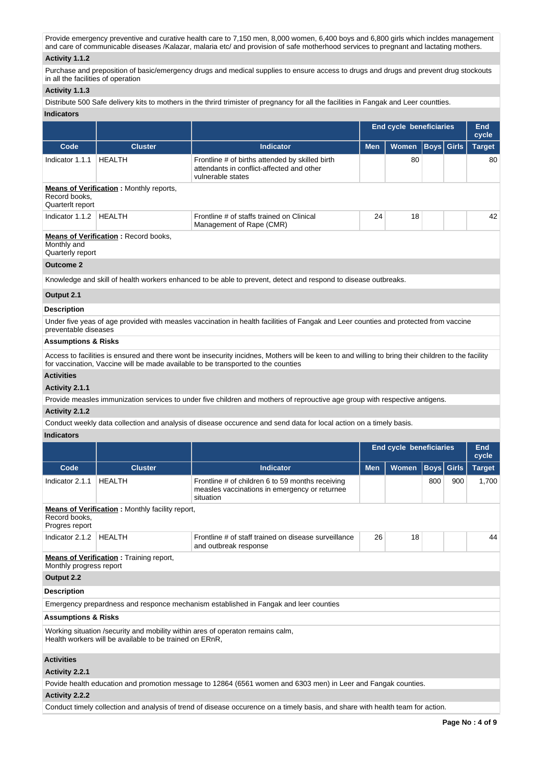Provide emergency preventive and curative health care to 7,150 men, 8,000 women, 6,400 boys and 6,800 girls which incldes management and care of communicable diseases /Kalazar, malaria etc/ and provision of safe motherhood services to pregnant and lactating mothers.

**Activity 1.1.2**

Purchase and preposition of basic/emergency drugs and medical supplies to ensure access to drugs and drugs and prevent drug stockouts in all the facilities of operation

**Activity 1.1.3**

Distribute 500 Safe delivery kits to mothers in the thrird trimister of pregnancy for all the facilities in Fangak and Leer countties.

**Indicators**

| | | | End cycle beneficiaries | | | | End cycle |
|---|---|---|---|---|---|---|---|
| **Code** | **Cluster** | **Indicator** | **Men** | **Women** | **Boys** | **Girls** | **Target** |
| Indicator 1.1.1 | HEALTH | Frontline # of births attended by skilled birth attendants in conflict-affected and other vulnerable states | | 80 | | | 80 |
| **Means of Verification :** Monthly reports, Record books, Quarterlt report | | | | | | | |
| Indicator 1.1.2 | HEALTH | Frontline # of staffs trained on Clinical Management of Rape (CMR) | 24 | 18 | | | 42 |
| **Means of Verification :** Record books, Monthly and Quarterly report | | | | | | | |

**Outcome 2**

Knowledge and skill of health workers enhanced to be able to prevent, detect and respond to disease outbreaks.

**Output 2.1**

**Description**

Under five yeas of age provided with measles vaccination in health facilities of Fangak and Leer counties and protected from vaccine preventable diseases

**Assumptions & Risks**

Access to facilities is ensured and there wont be insecurity incidnes, Mothers will be keen to and willing to bring their children to the facility for vaccination, Vaccine will be made available to be transported to the counties

**Activities**

**Activity 2.1.1**

Provide measles immunization services to under five children and mothers of reprouctive age group with respective antigens.

**Activity 2.1.2**

Conduct weekly data collection and analysis of disease occurence and send data for local action on a timely basis.

**Indicators**

| | | | End cycle beneficiaries | | | | End cycle |
|---|---|---|---|---|---|---|---|
| **Code** | **Cluster** | **Indicator** | **Men** | **Women** | **Boys** | **Girls** | **Target** |
| Indicator 2.1.1 | HEALTH | Frontline # of children 6 to 59 months receiving measles vaccinations in emergency or returnee situation | | | 800 | 900 | 1,700 |
| **Means of Verification :** Monthly facility report, Record books, Progres report | | | | | | | |
| Indicator 2.1.2 | HEALTH | Frontline # of staff trained on disease surveillance and outbreak response | 26 | 18 | | | 44 |
| **Means of Verification :** Training report, Monthly progress report | | | | | | | |

**Output 2.2**

**Description**

Emergency prepardness and responce mechanism established in Fangak and leer counties

**Assumptions & Risks**

Working situation /security and mobility within ares of operaton remains calm,
Health workers will be available to be trained on ERnR,

**Activities**

**Activity 2.2.1**

Povide health education and promotion message to 12864 (6561 women and 6303 men) in Leer and Fangak counties.

**Activity 2.2.2**

Conduct timely collection and analysis of trend of disease occurence on a timely basis, and share with health team for action.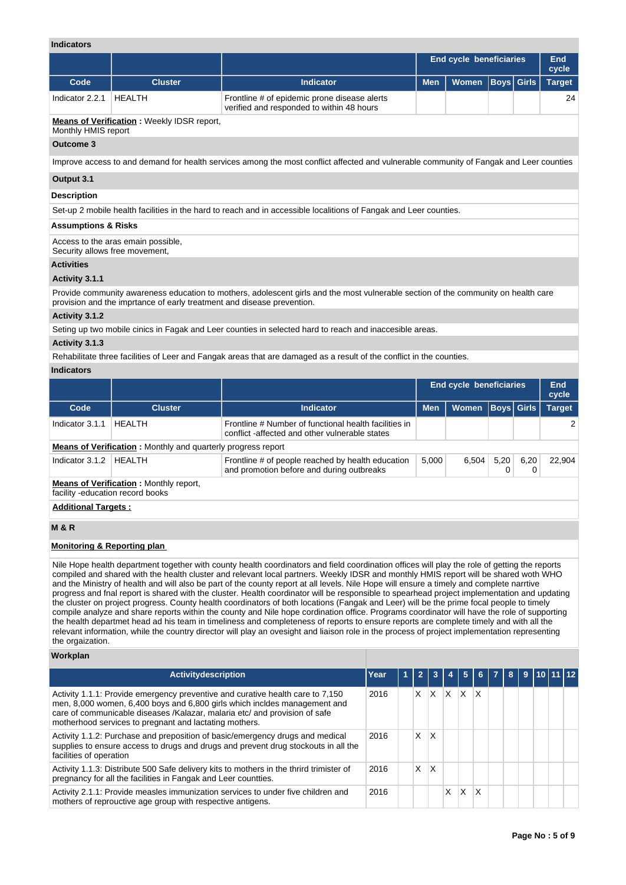**Indicators**

| | | | End cycle beneficiaries | | | | End cycle |
|---|---|---|---|---|---|---|---|
| Code | Cluster | Indicator | Men | Women | Boys | Girls | Target |
| Indicator 2.2.1 | HEALTH | Frontline # of epidemic prone disease alerts verified and responded to within 48 hours | | | | | 24 |

**Means of Verification :** Weekly IDSR report, Monthly HMIS report

**Outcome 3**

Improve access to and demand for health services among the most conflict affected and vulnerable community of Fangak and Leer counties

**Output 3.1**

**Description**

Set-up 2 mobile health facilities in the hard to reach and in accessible localitions of Fangak and Leer counties.

**Assumptions & Risks**

Access to the aras emain possible,
Security allows free movement,

**Activities**

**Activity 3.1.1**

Provide community awareness education to mothers, adolescent girls and the most vulnerable section of the community on health care provision and the imprtance of early treatment and disease prevention.

**Activity 3.1.2**

Seting up two mobile cinics in Fagak and Leer counties in selected hard to reach and inaccesible areas.

**Activity 3.1.3**

Rehabilitate three facilities of Leer and Fangak areas that are damaged as a result of the conflict in the counties.

**Indicators**

| | | | End cycle beneficiaries | | | | End cycle |
|---|---|---|---|---|---|---|---|
| Code | Cluster | Indicator | Men | Women | Boys | Girls | Target |
| Indicator 3.1.1 | HEALTH | Frontline # Number of functional health facilities in conflict -affected and other vulnerable states | | | | | 2 |
| **Means of Verification :** Monthly and quarterly progress report | | | | | | | |
| Indicator 3.1.2 | HEALTH | Frontline # of people reached by health education and promotion before and during outbreaks | 5,000 | 6,504 | 5,200 | 6,200 | 22,904 |

**Means of Verification :** Monthly report, facility -education record books

**Additional Targets :**

**M & R**

**Monitoring & Reporting plan**

Nile Hope health department together with county health coordinators and field coordination offices will play the role of getting the reports compiled and shared with the health cluster and relevant local partners. Weekly IDSR and monthly HMIS report will be shared woth WHO and the Ministry of health and will also be part of the county report at all levels. Nile Hope will ensure a timely and complete narrtive progress and fnal report is shared with the cluster. Health coordinator will be responsible to spearhead project implementation and updating the cluster on project progress. County health coordinators of both locations (Fangak and Leer) will be the prime focal people to timely compile analyze and share reports within the county and Nile hope cordination office. Programs coordinator will have the role of supporting the health departmet head ad his team in timeliness and completeness of reports to ensure reports are complete timely and with all the relevant information, while the country director will play an ovesight and liaison role in the process of project implementation representing the orgaization.

**Workplan**

| Activitydescription | Year | 1 | 2 | 3 | 4 | 5 | 6 | 7 | 8 | 9 | 10 | 11 | 12 |
|---|---|---|---|---|---|---|---|---|---|---|---|---|---|
| Activity 1.1.1: Provide emergency preventive and curative health care to 7,150 men, 8,000 women, 6,400 boys and 6,800 girls which incldes management and care of communicable diseases /Kalazar, malaria etc/ and provision of safe motherhood services to pregnant and lactating mothers. | 2016 | | X | X | X | X | X | | | | | | |
| Activity 1.1.2: Purchase and preposition of basic/emergency drugs and medical supplies to ensure access to drugs and drugs and prevent drug stockouts in all the facilities of operation | 2016 | | X | X | | | | | | | | | |
| Activity 1.1.3: Distribute 500 Safe delivery kits to mothers in the thrird trimister of pregnancy for all the facilities in Fangak and Leer countties. | 2016 | | X | X | | | | | | | | | |
| Activity 2.1.1: Provide measles immunization services to under five children and mothers of reprouctive age group with respective antigens. | 2016 | | | | X | X | X | | | | | | |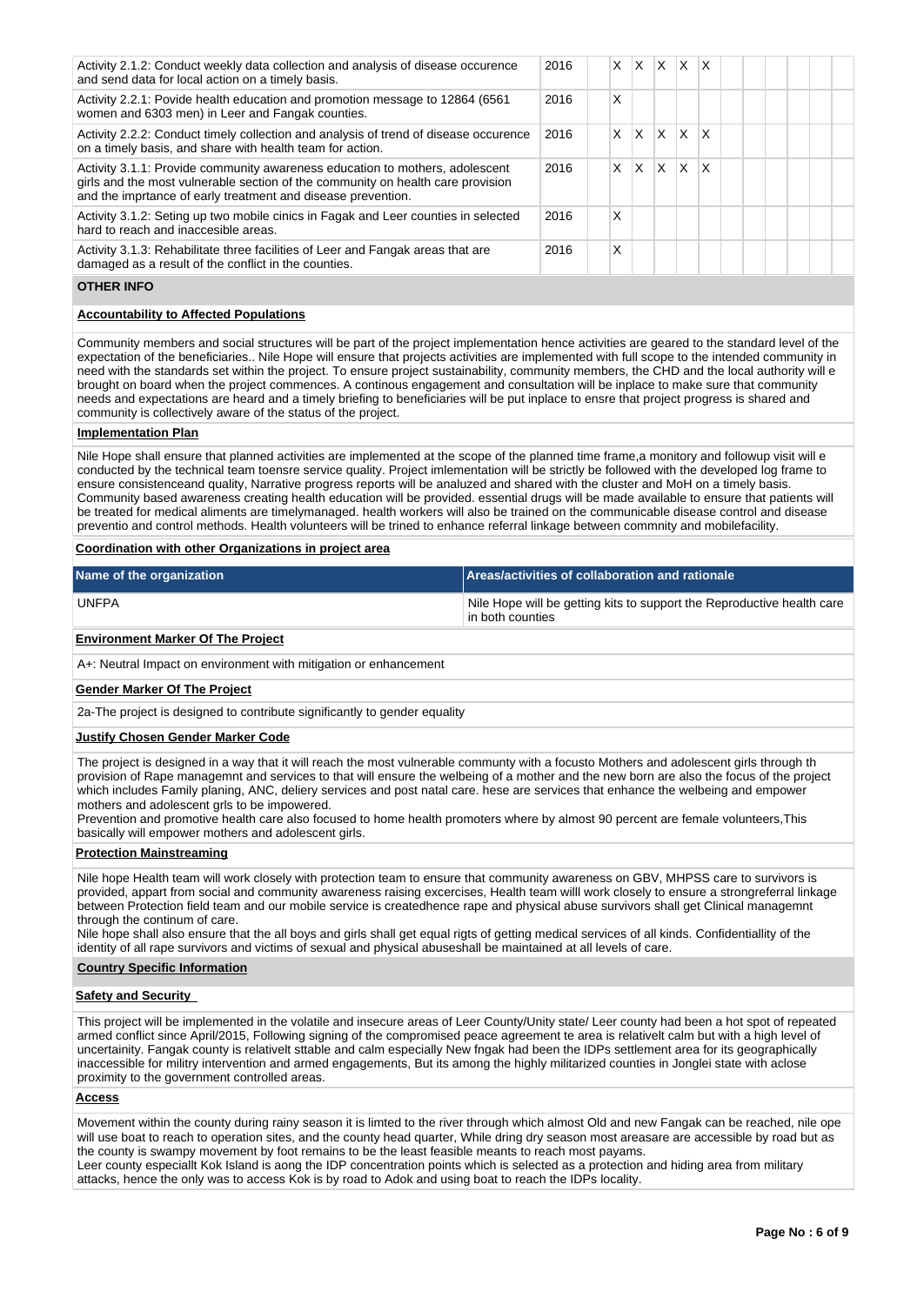| Activity | Year | | | | | | | | | | | | | |
|---|---|---|---|---|---|---|---|---|---|---|---|---|---|---|
| Activity 2.1.2: Conduct weekly data collection and analysis of disease occurence and send data for local action on a timely basis. | 2016 | | X | X | X | X | X | | | | | | | |
| Activity 2.2.1: Povide health education and promotion message to 12864 (6561 women and 6303 men) in Leer and Fangak counties. | 2016 | | X | | | | | | | | | | | |
| Activity 2.2.2: Conduct timely collection and analysis of trend of disease occurence on a timely basis, and share with health team for action. | 2016 | | X | X | X | X | X | | | | | | | |
| Activity 3.1.1: Provide community awareness education to mothers, adolescent girls and the most vulnerable section of the community on health care provision and the imprtance of early treatment and disease prevention. | 2016 | | X | X | X | X | X | | | | | | | |
| Activity 3.1.2: Seting up two mobile cinics in Fagak and Leer counties in selected hard to reach and inaccesible areas. | 2016 | | X | | | | | | | | | | | |
| Activity 3.1.3: Rehabilitate three facilities of Leer and Fangak areas that are damaged as a result of the conflict in the counties. | 2016 | | X | | | | | | | | | | | |

**OTHER INFO**

**Accountability to Affected Populations**

Community members and social structures will be part of the project implementation hence activities are geared to the standard level of the expectation of the beneficiaries.. Nile Hope will ensure that projects activities are implemented with full scope to the intended community in need with the standards set within the project. To ensure project sustainability, community members, the CHD and the local authority will e brought on board when the project commences. A continous engagement and consultation will be inplace to make sure that community needs and expectations are heard and a timely briefing to beneficiaries will be put inplace to ensre that project progress is shared and community is collectively aware of the status of the project.

**Implementation Plan**

Nile Hope shall ensure that planned activities are implemented at the scope of the planned time frame,a monitory and followup visit will e conducted by the technical team toensre service quality. Project imlementation will be strictly be followed with the developed log frame to ensure consistenceand quality, Narrative progress reports will be analuzed and shared with the cluster and MoH on a timely basis. Community based awareness creating health education will be provided. essential drugs will be made available to ensure that patients will be treated for medical aliments are timelymanaged. health workers will also be trained on the communicable disease control and disease preventio and control methods. Health volunteers will be trined to enhance referral linkage between commnity and mobilefacility.

**Coordination with other Organizations in project area**

| Name of the organization | Areas/activities of collaboration and rationale |
|---|---|
| UNFPA | Nile Hope will be getting kits to support the Reproductive health care in both counties |

**Environment Marker Of The Project**

A+: Neutral Impact on environment with mitigation or enhancement

**Gender Marker Of The Project**

2a-The project is designed to contribute significantly to gender equality

**Justify Chosen Gender Marker Code**

The project is designed in a way that it will reach the most vulnerable communty with a focusto Mothers and adolescent girls through th provision of Rape managemnt and services to that will ensure the welbeing of a mother and the new born are also the focus of the project which includes Family planing, ANC, deliery services and post natal care. hese are services that enhance the welbeing and empower mothers and adolescent grls to be impowered.
Prevention and promotive health care also focused to home health promoters where by almost 90 percent are female volunteers,This basically will empower mothers and adolescent girls.

**Protection Mainstreaming**

Nile hope Health team will work closely with protection team to ensure that community awareness on GBV, MHPSS care to survivors is provided, appart from social and community awareness raising excercises, Health team willl work closely to ensure a strongreferral linkage between Protection field team and our mobile service is createdhence rape and physical abuse survivors shall get Clinical managemnt through the continum of care.
Nile hope shall also ensure that the all boys and girls shall get equal rigts of getting medical services of all kinds. Confidentiallity of the identity of all rape survivors and victims of sexual and physical abuseshall be maintained at all levels of care.

**Country Specific Information**

**Safety and Security**

This project will be implemented in the volatile and insecure areas of Leer County/Unity state/ Leer county had been a hot spot of repeated armed conflict since April/2015, Following signing of the compromised peace agreement te area is relativelt calm but with a high level of uncertainity. Fangak county is relativelt sttable and calm especially New fngak had been the IDPs settlement area for its geographically inaccessible for militry intervention and armed engagements, But its among the highly militarized counties in Jonglei state with aclose proximity to the government controlled areas.

**Access**

Movement within the county during rainy season it is limted to the river through which almost Old and new Fangak can be reached, nile ope will use boat to reach to operation sites, and the county head quarter, While dring dry season most areasare are accessible by road but as the county is swampy movement by foot remains to be the least feasible meants to reach most payams.
Leer county especiallt Kok Island is aong the IDP concentration points which is selected as a protection and hiding area from military attacks, hence the only was to access Kok is by road to Adok and using boat to reach the IDPs locality.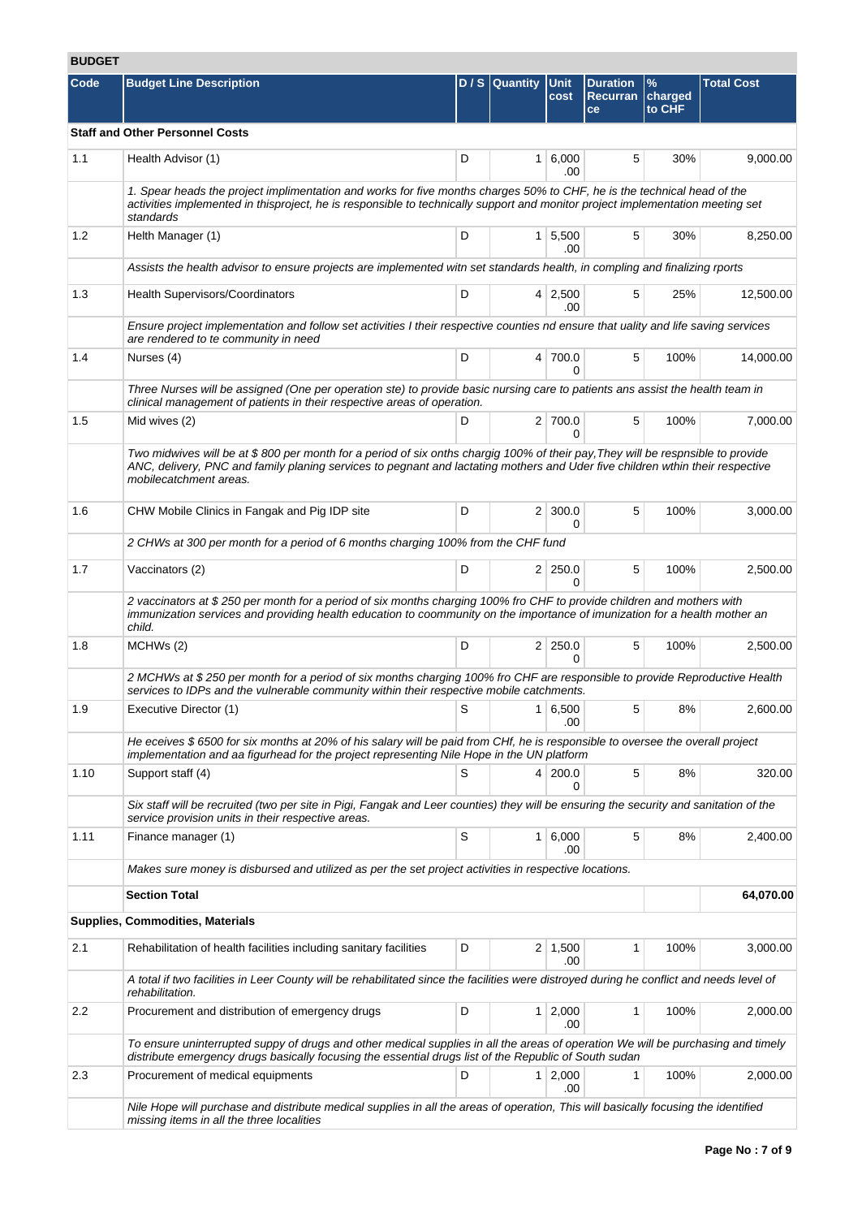## BUDGET

| Code | Budget Line Description | D / S | Quantity | Unit cost | Duration Recurrance | % charged to CHF | Total Cost |
|---|---|---|---|---|---|---|---|
| **Staff and Other Personnel Costs** | | | | | | | |
| 1.1 | Health Advisor (1) | D | 1 | 6,000.00 | 5 | 30% | 9,000.00 |
| | *1. Spear heads the project implimentation and works for five months charges 50% to CHF, he is the technical head of the activities implemented in thisproject, he is responsible to technically support and monitor project implementation meeting set standards* | | | | | | |
| 1.2 | Helth Manager (1) | D | 1 | 5,500.00 | 5 | 30% | 8,250.00 |
| | *Assists the health advisor to ensure projects are implemented witn set standards health, in compling and finalizing rports* | | | | | | |
| 1.3 | Health Supervisors/Coordinators | D | 4 | 2,500.00 | 5 | 25% | 12,500.00 |
| | *Ensure project implementation and follow set activities I their respective counties nd ensure that uality and life saving services are rendered to te community in need* | | | | | | |
| 1.4 | Nurses (4) | D | 4 | 700.00 | 5 | 100% | 14,000.00 |
| | *Three Nurses will be assigned (One per operation ste) to provide basic nursing care to patients ans assist the health team in clinical management of patients in their respective areas of operation.* | | | | | | |
| 1.5 | Mid wives (2) | D | 2 | 700.00 | 5 | 100% | 7,000.00 |
| | *Two midwives will be at $ 800 per month for a period of six onths chargig 100% of their pay,They will be respnsible to provide ANC, delivery, PNC and family planing services to pegnant and lactating mothers and Uder five children wthin their respective mobilecatchment areas.* | | | | | | |
| 1.6 | CHW Mobile Clinics in Fangak and Pig IDP site | D | 2 | 300.00 | 5 | 100% | 3,000.00 |
| | *2 CHWs at 300 per month for a period of 6 months charging 100% from the CHF fund* | | | | | | |
| 1.7 | Vaccinators (2) | D | 2 | 250.00 | 5 | 100% | 2,500.00 |
| | *2 vaccinators at $ 250 per month for a period of six months charging 100% fro CHF to provide children and mothers with immunization services and providing health education to coommunity on the importance of imunization for a health mother an child.* | | | | | | |
| 1.8 | MCHWs (2) | D | 2 | 250.00 | 5 | 100% | 2,500.00 |
| | *2 MCHWs at $ 250 per month for a period of six months charging 100% fro CHF are responsible to provide Reproductive Health services to IDPs and the vulnerable community within their respective mobile catchments.* | | | | | | |
| 1.9 | Executive Director (1) | S | 1 | 6,500.00 | 5 | 8% | 2,600.00 |
| | *He eceives $ 6500 for six months at 20% of his salary will be paid from CHf, he is responsible to oversee the overall project implementation and aa figurhead for the project representing Nile Hope in the UN platform* | | | | | | |
| 1.10 | Support staff (4) | S | 4 | 200.00 | 5 | 8% | 320.00 |
| | *Six staff will be recruited (two per site in Pigi, Fangak and Leer counties) they will be ensuring the security and sanitation of the service provision units in their respective areas.* | | | | | | |
| 1.11 | Finance manager (1) | S | 1 | 6,000.00 | 5 | 8% | 2,400.00 |
| | *Makes sure money is disbursed and utilized as per the set project activities in respective locations.* | | | | | | |
| | **Section Total** | | | | | | **64,070.00** |
| **Supplies, Commodities, Materials** | | | | | | | |
| 2.1 | Rehabilitation of health facilities including sanitary facilities | D | 2 | 1,500.00 | 1 | 100% | 3,000.00 |
| | *A total if two facilities in Leer County will be rehabilitated since the facilities were distroyed during he conflict and needs level of rehabilitation.* | | | | | | |
| 2.2 | Procurement and distribution of emergency drugs | D | 1 | 2,000.00 | 1 | 100% | 2,000.00 |
| | *To ensure uninterrupted suppy of drugs and other medical supplies in all the areas of operation We will be purchasing and timely distribute emergency drugs basically focusing the essential drugs list of the Republic of South sudan* | | | | | | |
| 2.3 | Procurement of medical equipments | D | 1 | 2,000.00 | 1 | 100% | 2,000.00 |
| | *Nile Hope will purchase and distribute medical supplies in all the areas of operation, This will basically focusing the identified missing items in all the three localities* | | | | | | |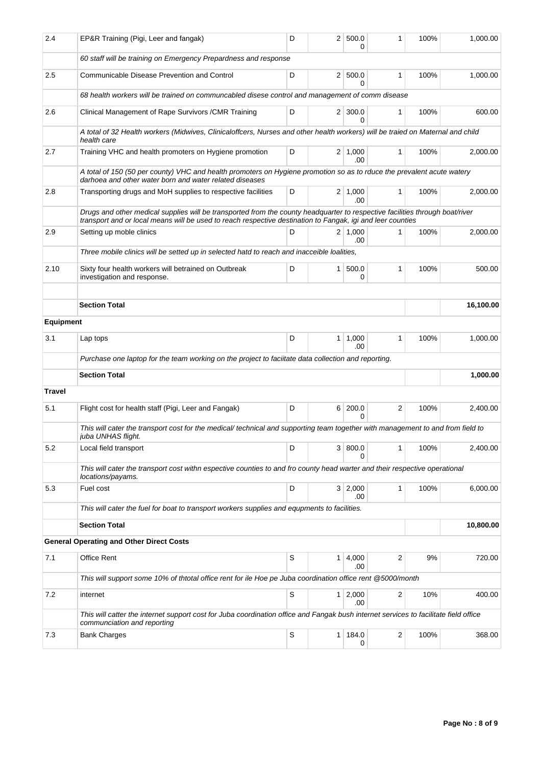| | | | | | | | |
|---|---|---|---|---|---|---|---|
| 2.4 | EP&R Training (Pigi, Leer and fangak) | D | 2 | 500.00 | 1 | 100% | 1,000.00 |
| | *60 staff will be training on Emergency Prepardness and response* | | | | | | |
| 2.5 | Communicable Disease Prevention and Control | D | 2 | 500.00 | 1 | 100% | 1,000.00 |
| | *68 health workers will be trained on communcabled disese control and management of comm disease* | | | | | | |
| 2.6 | Clinical Management of Rape Survivors /CMR Training | D | 2 | 300.00 | 1 | 100% | 600.00 |
| | *A total of 32 Health workers (Midwives, Clinicaloffcers, Nurses and other health workers) will be traied on Maternal and child health care* | | | | | | |
| 2.7 | Training VHC and health promoters on Hygiene promotion | D | 2 | 1,000.00 | 1 | 100% | 2,000.00 |
| | *A total of 150 (50 per county) VHC and health promoters on Hygiene promotion so as to rduce the prevalent acute watery darhoea and other water born and water related diseases* | | | | | | |
| 2.8 | Transporting drugs and MoH supplies to respective facilities | D | 2 | 1,000.00 | 1 | 100% | 2,000.00 |
| | *Drugs and other medical supplies will be transported from the county headquarter to respective facilities through boat/river transport and or local means will be used to reach respective destination to Fangak, igi and leer counties* | | | | | | |
| 2.9 | Setting up moble clinics | D | 2 | 1,000.00 | 1 | 100% | 2,000.00 |
| | *Three mobile clinics will be setted up in selected hatd to reach and inacceible loalities,* | | | | | | |
| 2.10 | Sixty four health workers will betrained on Outbreak investigation and response. | D | 1 | 500.00 | 1 | 100% | 500.00 |
| | | | | | | | |
| | **Section Total** | | | | | | **16,100.00** |
| **Equipment** | | | | | | | |
| 3.1 | Lap tops | D | 1 | 1,000.00 | 1 | 100% | 1,000.00 |
| | *Purchase one laptop for the team working on the project to faciitate data collection and reporting.* | | | | | | |
| | **Section Total** | | | | | | **1,000.00** |
| **Travel** | | | | | | | |
| 5.1 | Flight cost for health staff (Pigi, Leer and Fangak) | D | 6 | 200.00 | 2 | 100% | 2,400.00 |
| | *This will cater the transport cost for the medical/ technical and supporting team together with management to and from field to juba UNHAS flight.* | | | | | | |
| 5.2 | Local field transport | D | 3 | 800.00 | 1 | 100% | 2,400.00 |
| | *This will cater the transport cost withn espective counties to and fro county head warter and their respective operational locations/payams.* | | | | | | |
| 5.3 | Fuel cost | D | 3 | 2,000.00 | 1 | 100% | 6,000.00 |
| | *This will cater the fuel for boat to transport workers supplies and equpments to facilities.* | | | | | | |
| | **Section Total** | | | | | | **10,800.00** |
| **General Operating and Other Direct Costs** | | | | | | | |
| 7.1 | Office Rent | S | 1 | 4,000.00 | 2 | 9% | 720.00 |
| | *This will support some 10% of thtotal office rent for ile Hoe pe Juba coordination office rent @5000/month* | | | | | | |
| 7.2 | internet | S | 1 | 2,000.00 | 2 | 10% | 400.00 |
| | *This will catter the internet support cost for Juba coordination office and Fangak bush internet services to facilitate field office communciation and reporting* | | | | | | |
| 7.3 | Bank Charges | S | 1 | 184.00 | 2 | 100% | 368.00 |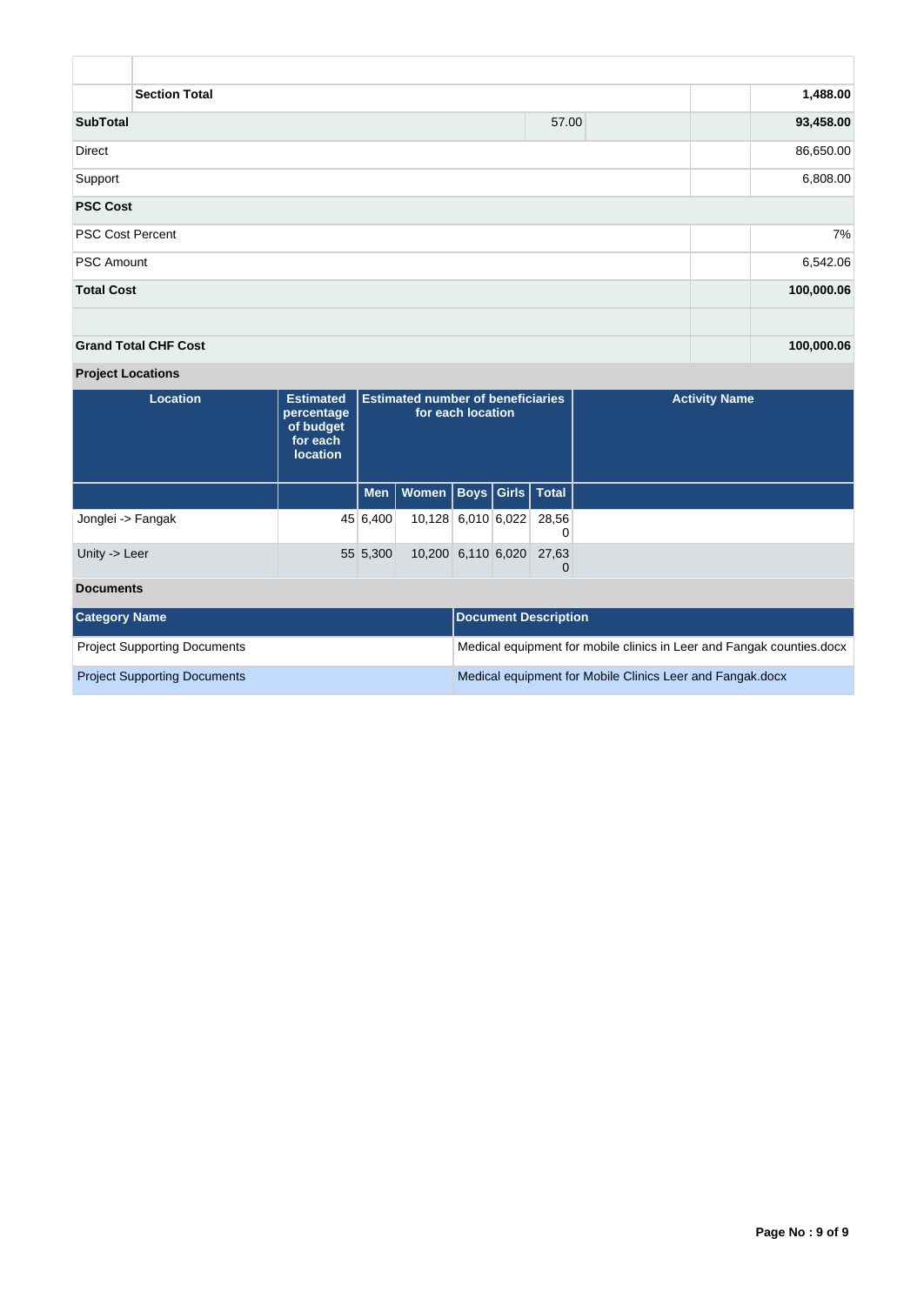| | | | | |
|---|---|---|---|---|
| | Section Total | | | 1,488.00 |
| **SubTotal** | | 57.00 | | **93,458.00** |
| Direct | | | | 86,650.00 |
| Support | | | | 6,808.00 |
| **PSC Cost** | | | | |
| PSC Cost Percent | | | | 7% |
| PSC Amount | | | | 6,542.06 |
| **Total Cost** | | | | **100,000.06** |
| | | | | |
| **Grand Total CHF Cost** | | | | **100,000.06** |

**Project Locations**

| Location | Estimated percentage of budget for each location | Estimated number of beneficiaries for each location | | | | | Activity Name |
|---|---|---|---|---|---|---|---|
| | | Men | Women | Boys | Girls | Total | |
| Jonglei -> Fangak | 45 | 6,400 | 10,128 | 6,010 | 6,022 | 28,560 | |
| Unity -> Leer | 55 | 5,300 | 10,200 | 6,110 | 6,020 | 27,630 | |

**Documents**

| Category Name | Document Description |
|---|---|
| Project Supporting Documents | Medical equipment for mobile clinics in Leer and Fangak counties.docx |
| Project Supporting Documents | Medical equipment for Mobile Clinics Leer and Fangak.docx |